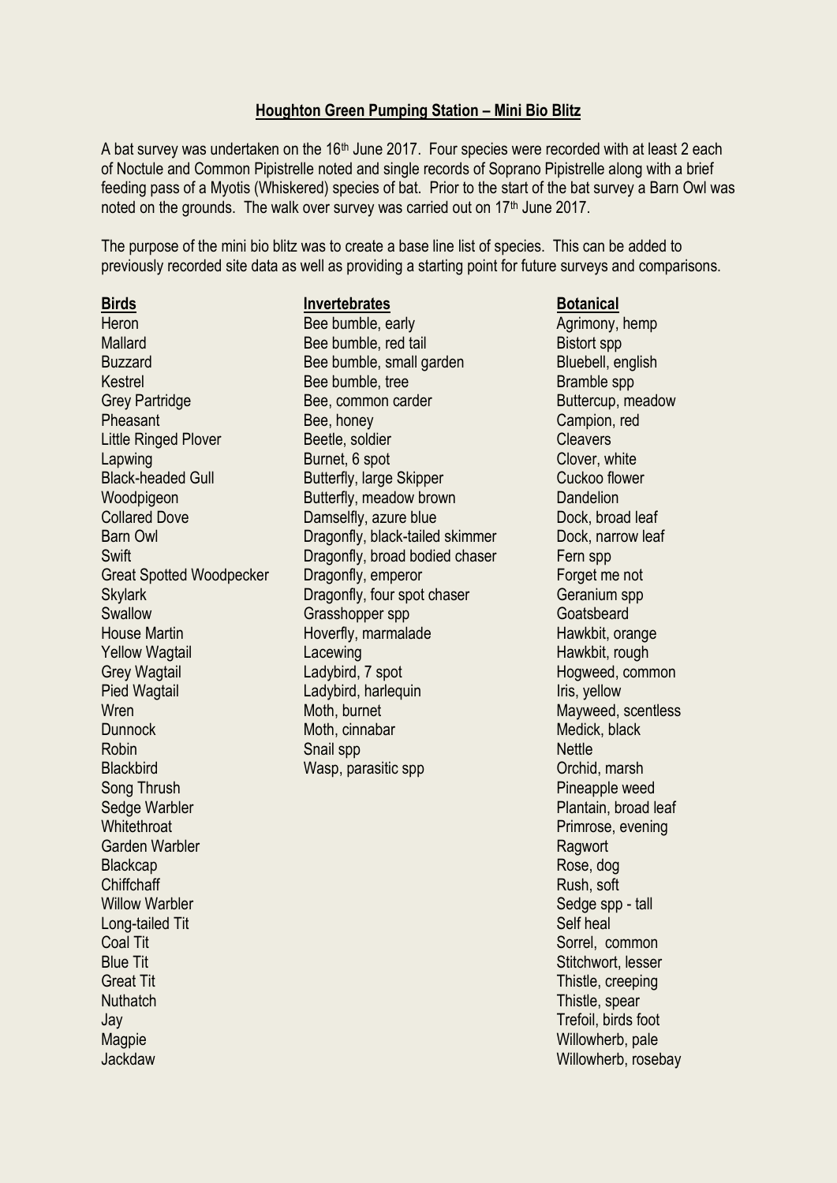## Houghton Green Pumping Station – Mini Bio Blitz

A bat survey was undertaken on the 16th June 2017. Four species were recorded with at least 2 each of Noctule and Common Pipistrelle noted and single records of Soprano Pipistrelle along with a brief feeding pass of a Myotis (Whiskered) species of bat. Prior to the start of the bat survey a Barn Owl was noted on the grounds. The walk over survey was carried out on 17th June 2017.

The purpose of the mini bio blitz was to create a base line list of species. This can be added to previously recorded site data as well as providing a starting point for future surveys and comparisons.

**Birds**

Heron
Mallard
Buzzard
Kestrel
Grey Partridge
Pheasant
Little Ringed Plover
Lapwing
Black-headed Gull
Woodpigeon
Collared Dove
Barn Owl
Swift
Great Spotted Woodpecker
Skylark
Swallow
House Martin
Yellow Wagtail
Grey Wagtail
Pied Wagtail
Wren
Dunnock
Robin
Blackbird
Song Thrush
Sedge Warbler
Whitethroat
Garden Warbler
Blackcap
Chiffchaff
Willow Warbler
Long-tailed Tit
Coal Tit
Blue Tit
Great Tit
Nuthatch
Jay
Magpie
Jackdaw

**Invertebrates**

Bee bumble, early
Bee bumble, red tail
Bee bumble, small garden
Bee bumble, tree
Bee, common carder
Bee, honey
Beetle, soldier
Burnet, 6 spot
Butterfly, large Skipper
Butterfly, meadow brown
Damselfly, azure blue
Dragonfly, black-tailed skimmer
Dragonfly, broad bodied chaser
Dragonfly, emperor
Dragonfly, four spot chaser
Grasshopper spp
Hoverfly, marmalade
Lacewing
Ladybird, 7 spot
Ladybird, harlequin
Moth, burnet
Moth, cinnabar
Snail spp
Wasp, parasitic spp

**Botanical**

Agrimony, hemp
Bistort spp
Bluebell, english
Bramble spp
Buttercup, meadow
Campion, red
Cleavers
Clover, white
Cuckoo flower
Dandelion
Dock, broad leaf
Dock, narrow leaf
Fern spp
Forget me not
Geranium spp
Goatsbeard
Hawkbit, orange
Hawkbit, rough
Hogweed, common
Iris, yellow
Mayweed, scentless
Medick, black
Nettle
Orchid, marsh
Pineapple weed
Plantain, broad leaf
Primrose, evening
Ragwort
Rose, dog
Rush, soft
Sedge spp - tall
Self heal
Sorrel, common
Stitchwort, lesser
Thistle, creeping
Thistle, spear
Trefoil, birds foot
Willowherb, pale
Willowherb, rosebay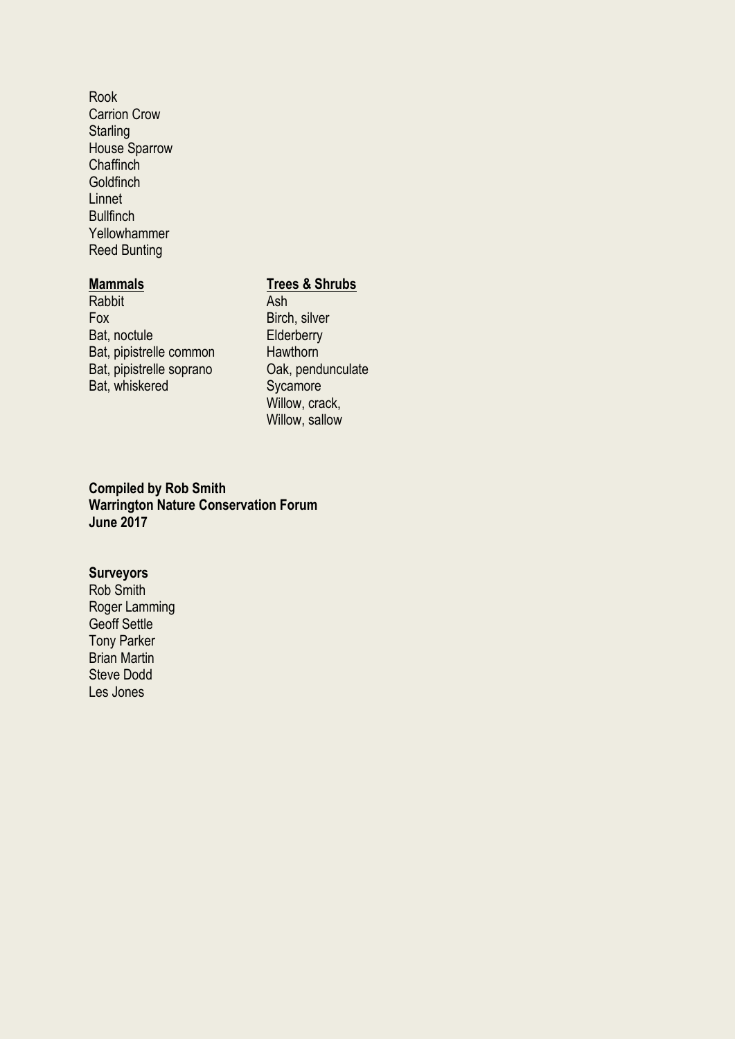Rook
Carrion Crow
Starling
House Sparrow
Chaffinch
Goldfinch
Linnet
Bullfinch
Yellowhammer
Reed Bunting

**Mammals**

Rabbit
Fox
Bat, noctule
Bat, pipistrelle common
Bat, pipistrelle soprano
Bat, whiskered

**Trees & Shrubs**

Ash
Birch, silver
Elderberry
Hawthorn
Oak, pendunculate
Sycamore
Willow, crack,
Willow, sallow

**Compiled by Rob Smith**
**Warrington Nature Conservation Forum**
**June 2017**

**Surveyors**

Rob Smith
Roger Lamming
Geoff Settle
Tony Parker
Brian Martin
Steve Dodd
Les Jones